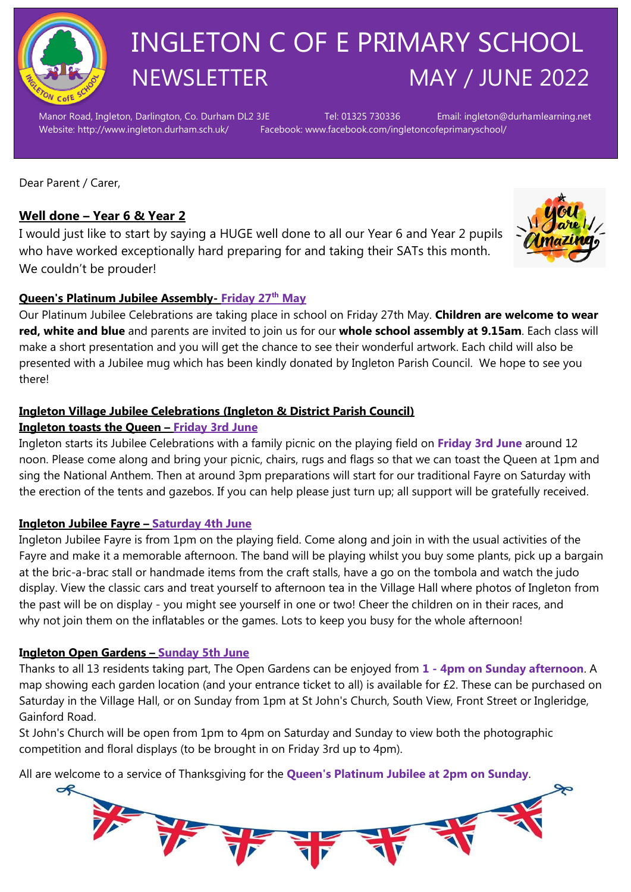# INGLETON C OF E PRIMARY SCHOOL NEWSLETTER MAY / JUNE 2022

Manor Road, Ingleton, Darlington, Co. Durham DL2 3JE Tel: 01325 730336 Email: ingleton@durhamlearning.net
Website: http://www.ingleton.durham.sch.uk/ Facebook: www.facebook.com/ingletoncofeprimaryschool/

Dear Parent / Carer,

## Well done – Year 6 & Year 2

I would just like to start by saying a HUGE well done to all our Year 6 and Year 2 pupils who have worked exceptionally hard preparing for and taking their SATs this month. We couldn't be prouder!

## Queen's Platinum Jubilee Assembly- Friday 27th May

Our Platinum Jubilee Celebrations are taking place in school on Friday 27th May. **Children are welcome to wear red, white and blue** and parents are invited to join us for our **whole school assembly at 9.15am**. Each class will make a short presentation and you will get the chance to see their wonderful artwork. Each child will also be presented with a Jubilee mug which has been kindly donated by Ingleton Parish Council. We hope to see you there!

## Ingleton Village Jubilee Celebrations (Ingleton & District Parish Council)

### Ingleton toasts the Queen – Friday 3rd June

Ingleton starts its Jubilee Celebrations with a family picnic on the playing field on **Friday 3rd June** around 12 noon. Please come along and bring your picnic, chairs, rugs and flags so that we can toast the Queen at 1pm and sing the National Anthem. Then at around 3pm preparations will start for our traditional Fayre on Saturday with the erection of the tents and gazebos. If you can help please just turn up; all support will be gratefully received.

### Ingleton Jubilee Fayre – Saturday 4th June

Ingleton Jubilee Fayre is from 1pm on the playing field. Come along and join in with the usual activities of the Fayre and make it a memorable afternoon. The band will be playing whilst you buy some plants, pick up a bargain at the bric-a-brac stall or handmade items from the craft stalls, have a go on the tombola and watch the judo display. View the classic cars and treat yourself to afternoon tea in the Village Hall where photos of Ingleton from the past will be on display - you might see yourself in one or two! Cheer the children on in their races, and why not join them on the inflatables or the games. Lots to keep you busy for the whole afternoon!

### Ingleton Open Gardens – Sunday 5th June

Thanks to all 13 residents taking part, The Open Gardens can be enjoyed from **1 - 4pm on Sunday afternoon**. A map showing each garden location (and your entrance ticket to all) is available for £2. These can be purchased on Saturday in the Village Hall, or on Sunday from 1pm at St John's Church, South View, Front Street or Ingleridge, Gainford Road.

St John's Church will be open from 1pm to 4pm on Saturday and Sunday to view both the photographic competition and floral displays (to be brought in on Friday 3rd up to 4pm).

All are welcome to a service of Thanksgiving for the **Queen's Platinum Jubilee at 2pm on Sunday**.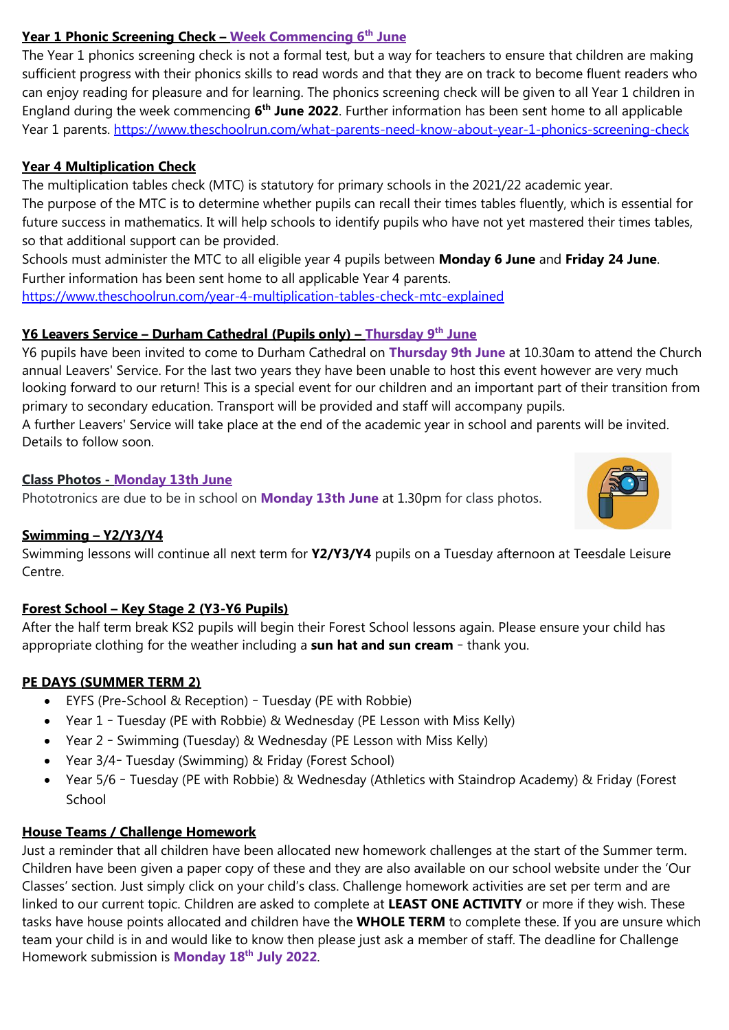**Year 1 Phonic Screening Check – Week Commencing 6th June**

The Year 1 phonics screening check is not a formal test, but a way for teachers to ensure that children are making sufficient progress with their phonics skills to read words and that they are on track to become fluent readers who can enjoy reading for pleasure and for learning. The phonics screening check will be given to all Year 1 children in England during the week commencing **6th June 2022**. Further information has been sent home to all applicable Year 1 parents. https://www.theschoolrun.com/what-parents-need-know-about-year-1-phonics-screening-check

**Year 4 Multiplication Check**

The multiplication tables check (MTC) is statutory for primary schools in the 2021/22 academic year.
The purpose of the MTC is to determine whether pupils can recall their times tables fluently, which is essential for future success in mathematics. It will help schools to identify pupils who have not yet mastered their times tables, so that additional support can be provided.
Schools must administer the MTC to all eligible year 4 pupils between **Monday 6 June** and **Friday 24 June**.
Further information has been sent home to all applicable Year 4 parents.
https://www.theschoolrun.com/year-4-multiplication-tables-check-mtc-explained

**Y6 Leavers Service – Durham Cathedral (Pupils only) – Thursday 9th June**

Y6 pupils have been invited to come to Durham Cathedral on **Thursday 9th June** at 10.30am to attend the Church annual Leavers' Service. For the last two years they have been unable to host this event however are very much looking forward to our return! This is a special event for our children and an important part of their transition from primary to secondary education. Transport will be provided and staff will accompany pupils.
A further Leavers' Service will take place at the end of the academic year in school and parents will be invited. Details to follow soon.

**Class Photos - Monday 13th June**

Phototronics are due to be in school on **Monday 13th June** at 1.30pm for class photos.

**Swimming – Y2/Y3/Y4**

Swimming lessons will continue all next term for **Y2/Y3/Y4** pupils on a Tuesday afternoon at Teesdale Leisure Centre.

**Forest School – Key Stage 2 (Y3-Y6 Pupils)**

After the half term break KS2 pupils will begin their Forest School lessons again. Please ensure your child has appropriate clothing for the weather including a **sun hat and sun cream** - thank you.

**PE DAYS (SUMMER TERM 2)**

- EYFS (Pre-School & Reception) - Tuesday (PE with Robbie)
- Year 1 - Tuesday (PE with Robbie) & Wednesday (PE Lesson with Miss Kelly)
- Year 2 - Swimming (Tuesday) & Wednesday (PE Lesson with Miss Kelly)
- Year 3/4- Tuesday (Swimming) & Friday (Forest School)
- Year 5/6 - Tuesday (PE with Robbie) & Wednesday (Athletics with Staindrop Academy) & Friday (Forest School

**House Teams / Challenge Homework**

Just a reminder that all children have been allocated new homework challenges at the start of the Summer term. Children have been given a paper copy of these and they are also available on our school website under the 'Our Classes' section. Just simply click on your child's class. Challenge homework activities are set per term and are linked to our current topic. Children are asked to complete at **LEAST ONE ACTIVITY** or more if they wish. These tasks have house points allocated and children have the **WHOLE TERM** to complete these. If you are unsure which team your child is in and would like to know then please just ask a member of staff. The deadline for Challenge Homework submission is **Monday 18th July 2022**.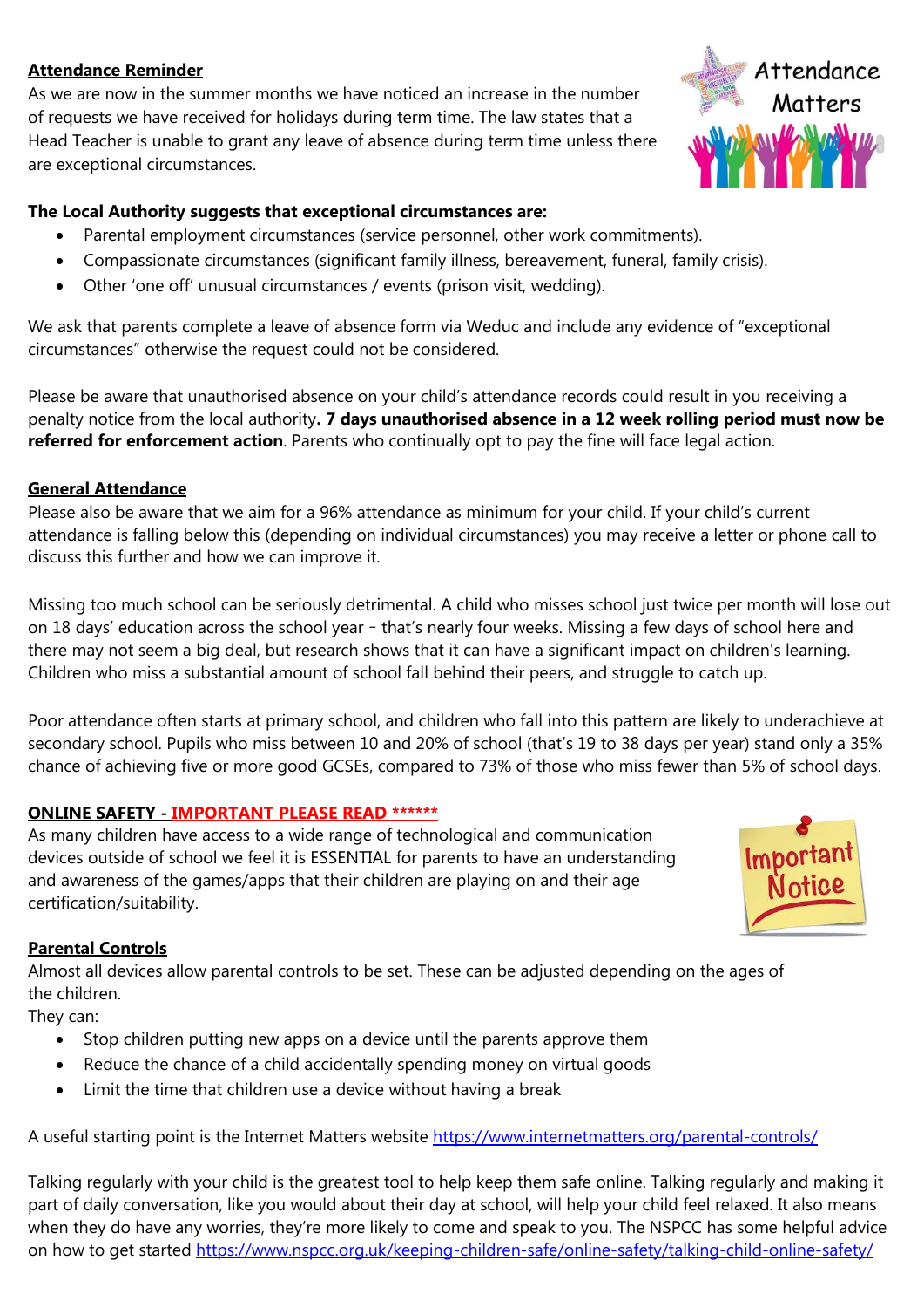**Attendance Reminder**

As we are now in the summer months we have noticed an increase in the number of requests we have received for holidays during term time. The law states that a Head Teacher is unable to grant any leave of absence during term time unless there are exceptional circumstances.

**The Local Authority suggests that exceptional circumstances are:**

- Parental employment circumstances (service personnel, other work commitments).
- Compassionate circumstances (significant family illness, bereavement, funeral, family crisis).
- Other 'one off' unusual circumstances / events (prison visit, wedding).

We ask that parents complete a leave of absence form via Weduc and include any evidence of "exceptional circumstances" otherwise the request could not be considered.

Please be aware that unauthorised absence on your child's attendance records could result in you receiving a penalty notice from the local authority**. 7 days unauthorised absence in a 12 week rolling period must now be referred for enforcement action**. Parents who continually opt to pay the fine will face legal action.

**General Attendance**

Please also be aware that we aim for a 96% attendance as minimum for your child. If your child's current attendance is falling below this (depending on individual circumstances) you may receive a letter or phone call to discuss this further and how we can improve it.

Missing too much school can be seriously detrimental. A child who misses school just twice per month will lose out on 18 days' education across the school year – that's nearly four weeks. Missing a few days of school here and there may not seem a big deal, but research shows that it can have a significant impact on children's learning. Children who miss a substantial amount of school fall behind their peers, and struggle to catch up.

Poor attendance often starts at primary school, and children who fall into this pattern are likely to underachieve at secondary school. Pupils who miss between 10 and 20% of school (that's 19 to 38 days per year) stand only a 35% chance of achieving five or more good GCSEs, compared to 73% of those who miss fewer than 5% of school days.

**ONLINE SAFETY - IMPORTANT PLEASE READ ******

As many children have access to a wide range of technological and communication devices outside of school we feel it is ESSENTIAL for parents to have an understanding and awareness of the games/apps that their children are playing on and their age certification/suitability.

**Parental Controls**

Almost all devices allow parental controls to be set. These can be adjusted depending on the ages of the children.

They can:

- Stop children putting new apps on a device until the parents approve them
- Reduce the chance of a child accidentally spending money on virtual goods
- Limit the time that children use a device without having a break

A useful starting point is the Internet Matters website https://www.internetmatters.org/parental-controls/

Talking regularly with your child is the greatest tool to help keep them safe online. Talking regularly and making it part of daily conversation, like you would about their day at school, will help your child feel relaxed. It also means when they do have any worries, they're more likely to come and speak to you. The NSPCC has some helpful advice on how to get started https://www.nspcc.org.uk/keeping-children-safe/online-safety/talking-child-online-safety/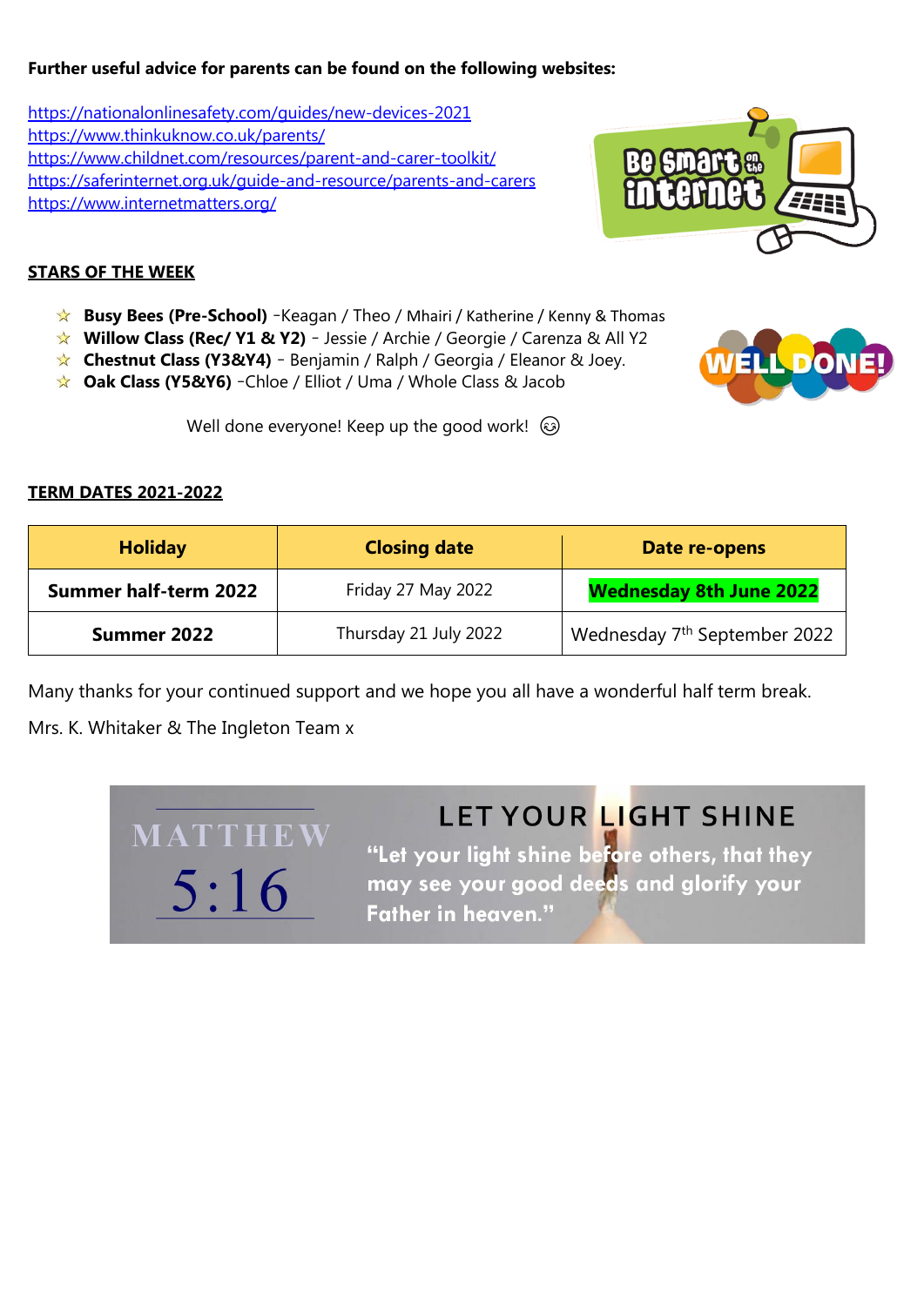**Further useful advice for parents can be found on the following websites:**

https://nationalonlinesafety.com/guides/new-devices-2021
https://www.thinkuknow.co.uk/parents/
https://www.childnet.com/resources/parent-and-carer-toolkit/
https://saferinternet.org.uk/guide-and-resource/parents-and-carers
https://www.internetmatters.org/

**STARS OF THE WEEK**

- **Busy Bees (Pre-School)** -Keagan / Theo / Mhairi / Katherine / Kenny & Thomas
- **Willow Class (Rec/ Y1 & Y2)** - Jessie / Archie / Georgie / Carenza & All Y2
- **Chestnut Class (Y3&Y4)** - Benjamin / Ralph / Georgia / Eleanor & Joey.
- **Oak Class (Y5&Y6)** -Chloe / Elliot / Uma / Whole Class & Jacob

Well done everyone! Keep up the good work! ☺

**TERM DATES 2021-2022**

| Holiday | Closing date | Date re-opens |
|---|---|---|
| **Summer half-term 2022** | Friday 27 May 2022 | **Wednesday 8th June 2022** |
| **Summer 2022** | Thursday 21 July 2022 | Wednesday 7th September 2022 |

Many thanks for your continued support and we hope you all have a wonderful half term break.

Mrs. K. Whitaker & The Ingleton Team x

MATTHEW 5:16

LET YOUR LIGHT SHINE

"Let your light shine before others, that they may see your good deeds and glorify your Father in heaven."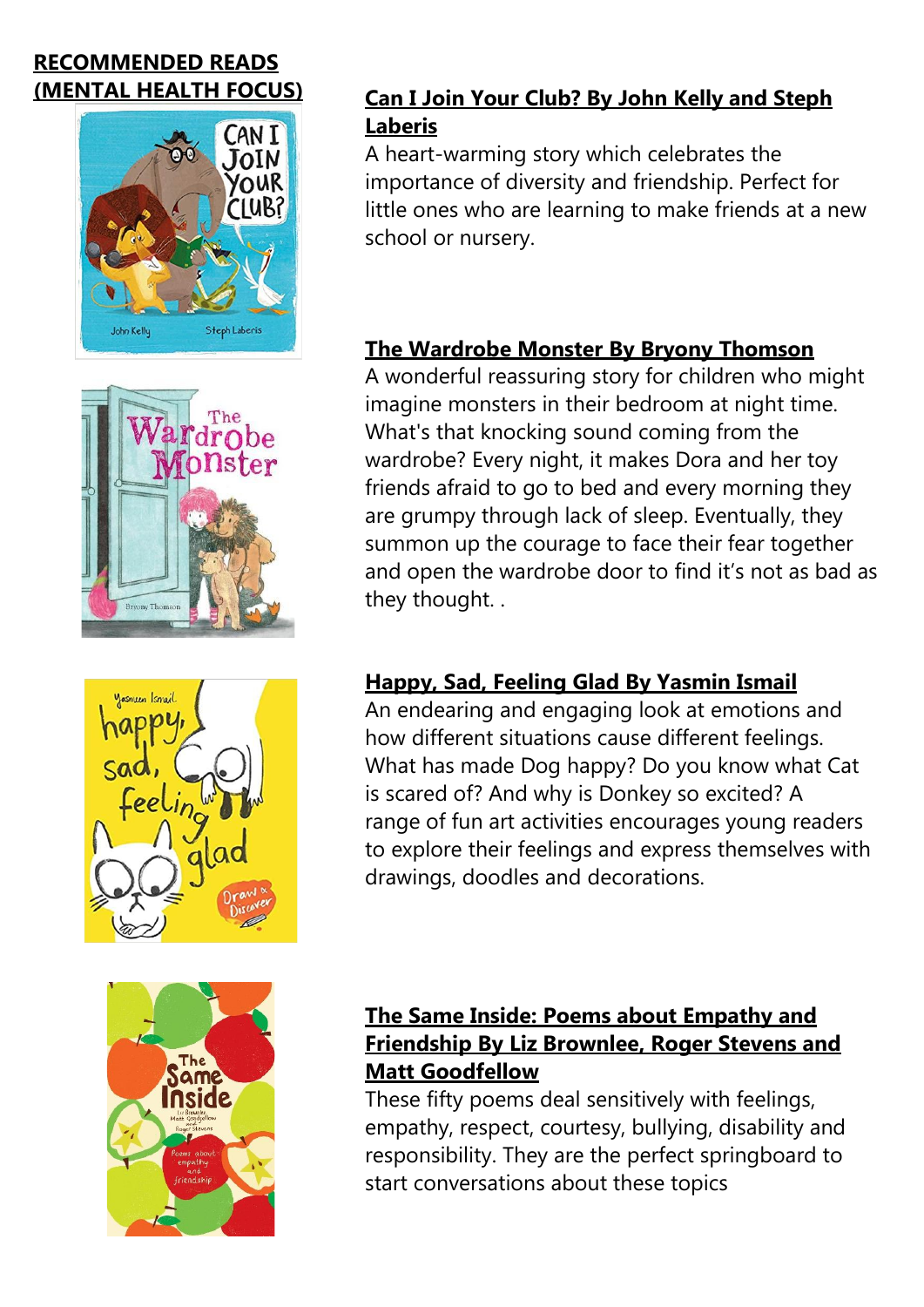## RECOMMENDED READS (MENTAL HEALTH FOCUS)

### Can I Join Your Club? By John Kelly and Steph Laberis

A heart-warming story which celebrates the importance of diversity and friendship. Perfect for little ones who are learning to make friends at a new school or nursery.

### The Wardrobe Monster By Bryony Thomson

A wonderful reassuring story for children who might imagine monsters in their bedroom at night time. What's that knocking sound coming from the wardrobe? Every night, it makes Dora and her toy friends afraid to go to bed and every morning they are grumpy through lack of sleep. Eventually, they summon up the courage to face their fear together and open the wardrobe door to find it's not as bad as they thought. .

### Happy, Sad, Feeling Glad By Yasmin Ismail

An endearing and engaging look at emotions and how different situations cause different feelings. What has made Dog happy? Do you know what Cat is scared of? And why is Donkey so excited? A range of fun art activities encourages young readers to explore their feelings and express themselves with drawings, doodles and decorations.

### The Same Inside: Poems about Empathy and Friendship By Liz Brownlee, Roger Stevens and Matt Goodfellow

These fifty poems deal sensitively with feelings, empathy, respect, courtesy, bullying, disability and responsibility. They are the perfect springboard to start conversations about these topics